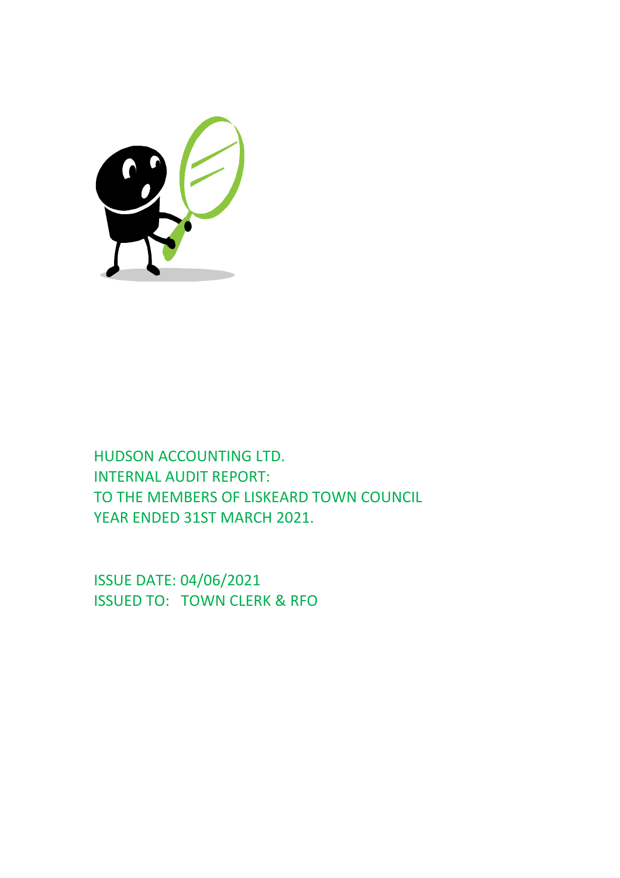HUDSON ACCOUNTING LTD.
INTERNAL AUDIT REPORT:
TO THE MEMBERS OF LISKEARD TOWN COUNCIL
YEAR ENDED 31ST MARCH 2021.

ISSUE DATE: 04/06/2021
ISSUED TO: TOWN CLERK & RFO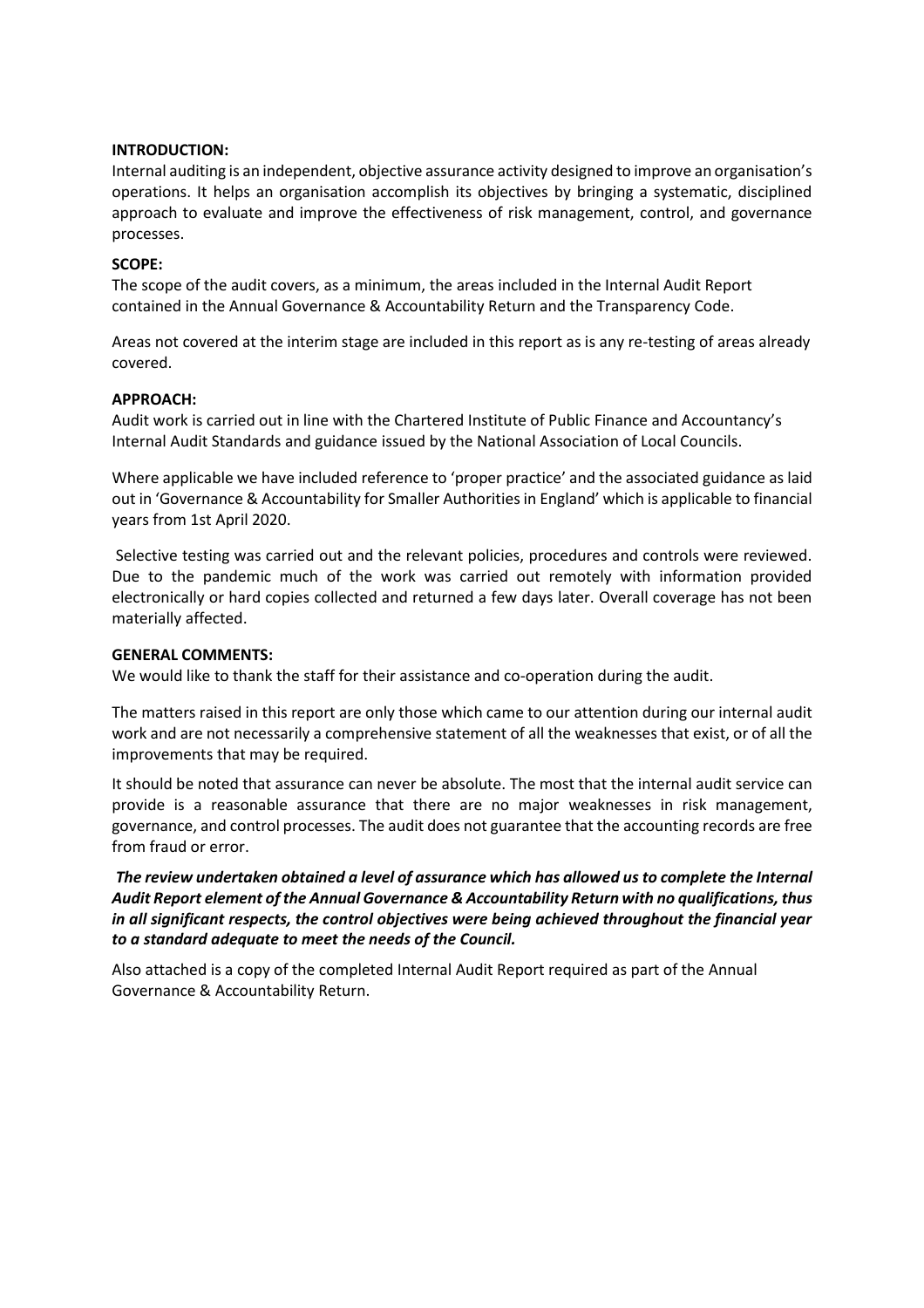**INTRODUCTION:**

Internal auditing is an independent, objective assurance activity designed to improve an organisation's operations. It helps an organisation accomplish its objectives by bringing a systematic, disciplined approach to evaluate and improve the effectiveness of risk management, control, and governance processes.

**SCOPE:**

The scope of the audit covers, as a minimum, the areas included in the Internal Audit Report contained in the Annual Governance & Accountability Return and the Transparency Code.

Areas not covered at the interim stage are included in this report as is any re-testing of areas already covered.

**APPROACH:**

Audit work is carried out in line with the Chartered Institute of Public Finance and Accountancy's Internal Audit Standards and guidance issued by the National Association of Local Councils.

Where applicable we have included reference to 'proper practice' and the associated guidance as laid out in 'Governance & Accountability for Smaller Authorities in England' which is applicable to financial years from 1st April 2020.

Selective testing was carried out and the relevant policies, procedures and controls were reviewed. Due to the pandemic much of the work was carried out remotely with information provided electronically or hard copies collected and returned a few days later. Overall coverage has not been materially affected.

**GENERAL COMMENTS:**

We would like to thank the staff for their assistance and co-operation during the audit.

The matters raised in this report are only those which came to our attention during our internal audit work and are not necessarily a comprehensive statement of all the weaknesses that exist, or of all the improvements that may be required.

It should be noted that assurance can never be absolute. The most that the internal audit service can provide is a reasonable assurance that there are no major weaknesses in risk management, governance, and control processes. The audit does not guarantee that the accounting records are free from fraud or error.

***The review undertaken obtained a level of assurance which has allowed us to complete the Internal Audit Report element of the Annual Governance & Accountability Return with no qualifications, thus in all significant respects, the control objectives were being achieved throughout the financial year to a standard adequate to meet the needs of the Council.***

Also attached is a copy of the completed Internal Audit Report required as part of the Annual Governance & Accountability Return.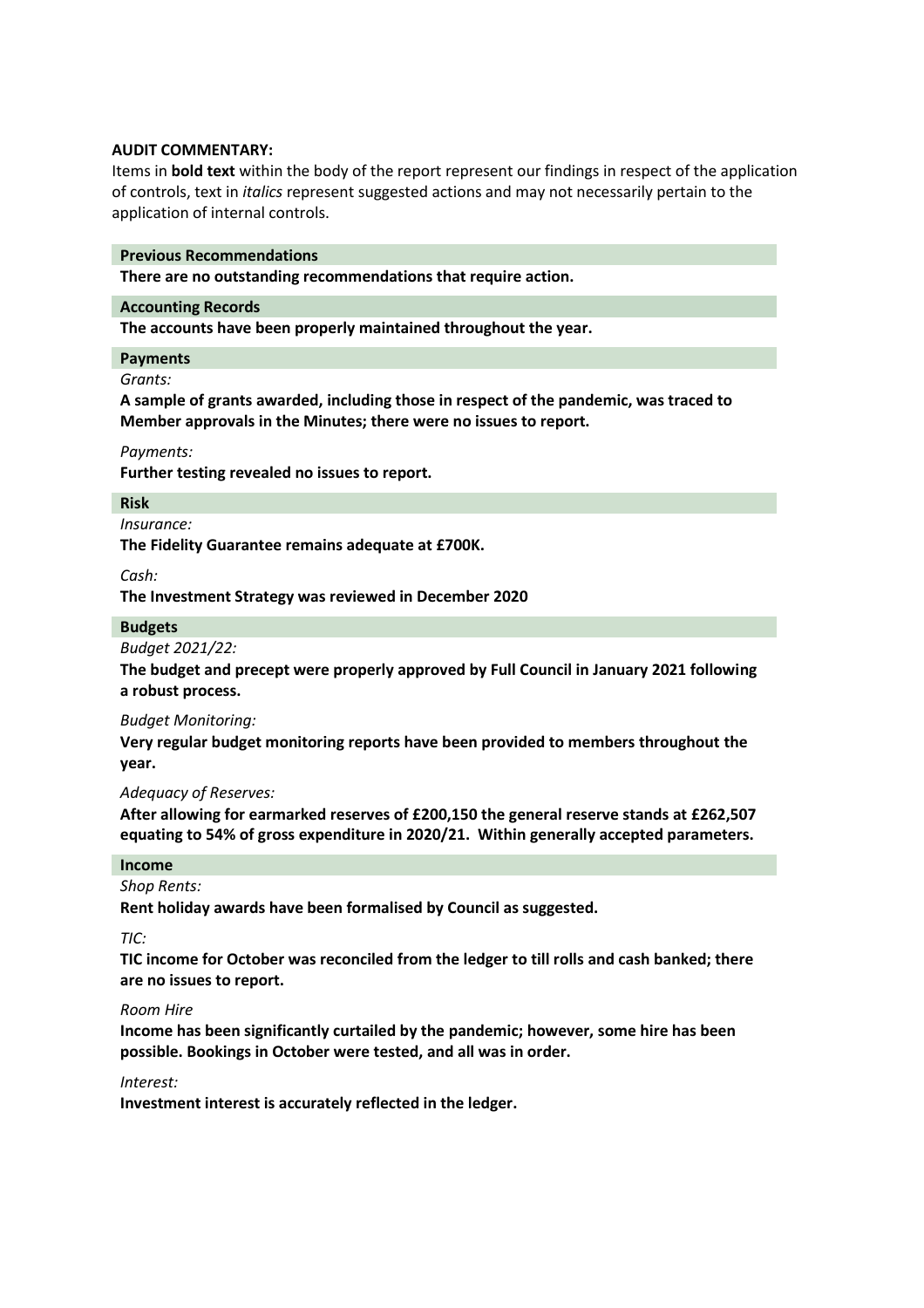**AUDIT COMMENTARY:**

Items in **bold text** within the body of the report represent our findings in respect of the application of controls, text in *italics* represent suggested actions and may not necessarily pertain to the application of internal controls.

### Previous Recommendations

**There are no outstanding recommendations that require action.**

### Accounting Records

**The accounts have been properly maintained throughout the year.**

### Payments

*Grants:*

**A sample of grants awarded, including those in respect of the pandemic, was traced to Member approvals in the Minutes; there were no issues to report.**

*Payments:*

**Further testing revealed no issues to report.**

### Risk

*Insurance:*

**The Fidelity Guarantee remains adequate at £700K.**

*Cash:*

**The Investment Strategy was reviewed in December 2020**

### Budgets

*Budget 2021/22:*

**The budget and precept were properly approved by Full Council in January 2021 following a robust process.**

*Budget Monitoring:*

**Very regular budget monitoring reports have been provided to members throughout the year.**

*Adequacy of Reserves:*

**After allowing for earmarked reserves of £200,150 the general reserve stands at £262,507 equating to 54% of gross expenditure in 2020/21. Within generally accepted parameters.**

### Income

*Shop Rents:*

**Rent holiday awards have been formalised by Council as suggested.**

*TIC:*

**TIC income for October was reconciled from the ledger to till rolls and cash banked; there are no issues to report.**

*Room Hire*

**Income has been significantly curtailed by the pandemic; however, some hire has been possible. Bookings in October were tested, and all was in order.**

*Interest:*

**Investment interest is accurately reflected in the ledger.**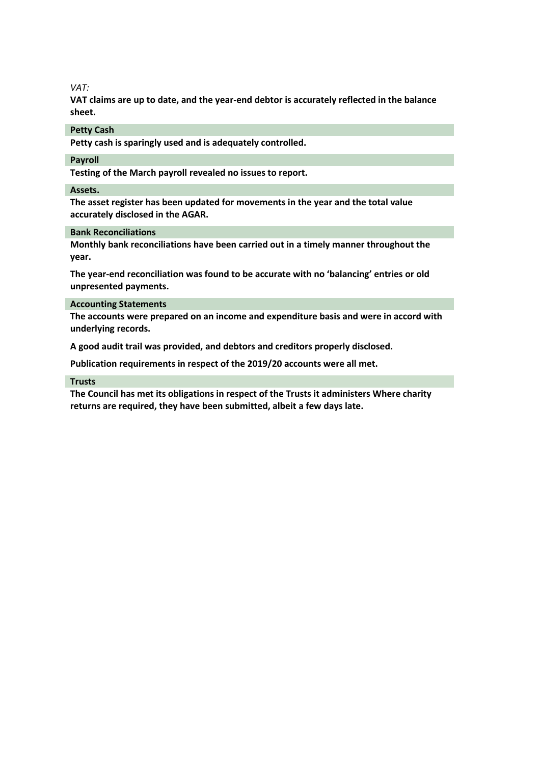*VAT:*

**VAT claims are up to date, and the year-end debtor is accurately reflected in the balance sheet.**

### Petty Cash

**Petty cash is sparingly used and is adequately controlled.**

### Payroll

**Testing of the March payroll revealed no issues to report.**

### Assets.

**The asset register has been updated for movements in the year and the total value accurately disclosed in the AGAR.**

### Bank Reconciliations

**Monthly bank reconciliations have been carried out in a timely manner throughout the year.**

**The year-end reconciliation was found to be accurate with no 'balancing' entries or old unpresented payments.**

### Accounting Statements

**The accounts were prepared on an income and expenditure basis and were in accord with underlying records.**

**A good audit trail was provided, and debtors and creditors properly disclosed.**

**Publication requirements in respect of the 2019/20 accounts were all met.**

### Trusts

**The Council has met its obligations in respect of the Trusts it administers Where charity returns are required, they have been submitted, albeit a few days late.**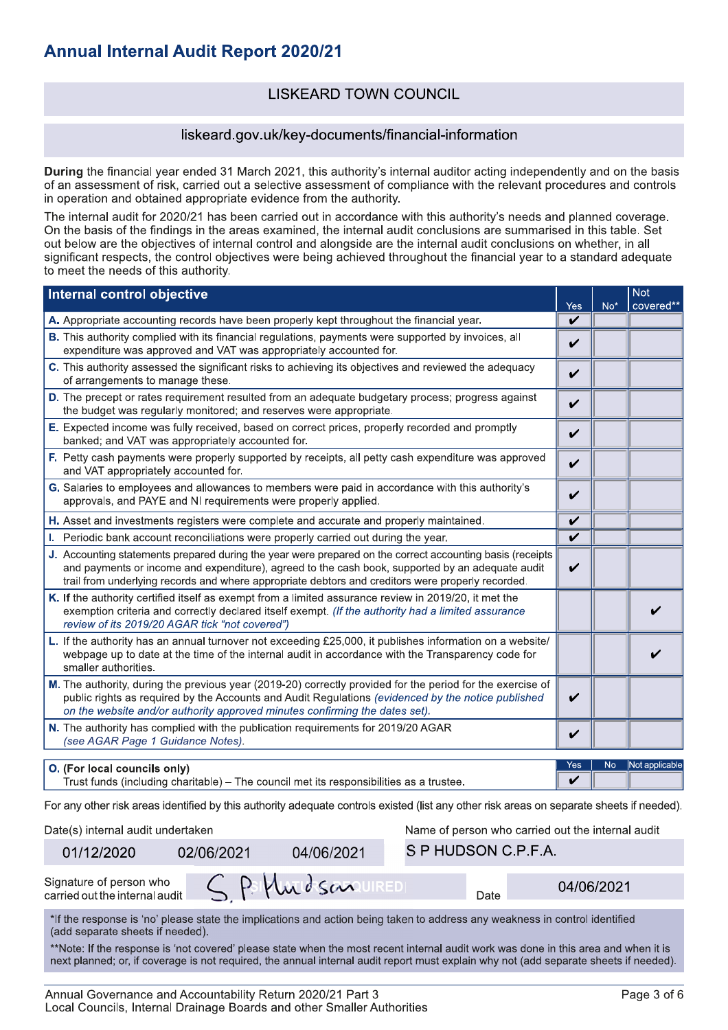# Annual Internal Audit Report 2020/21

LISKEARD TOWN COUNCIL

liskeard.gov.uk/key-documents/financial-information

**During** the financial year ended 31 March 2021, this authority's internal auditor acting independently and on the basis of an assessment of risk, carried out a selective assessment of compliance with the relevant procedures and controls in operation and obtained appropriate evidence from the authority.

The internal audit for 2020/21 has been carried out in accordance with this authority's needs and planned coverage. On the basis of the findings in the areas examined, the internal audit conclusions are summarised in this table. Set out below are the objectives of internal control and alongside are the internal audit conclusions on whether, in all significant respects, the control objectives were being achieved throughout the financial year to a standard adequate to meet the needs of this authority.

| Internal control objective | Yes | No* | Not covered** |
|---|---|---|---|
| **A.** Appropriate accounting records have been properly kept throughout the financial year. | ✔ | | |
| **B.** This authority complied with its financial regulations, payments were supported by invoices, all expenditure was approved and VAT was appropriately accounted for. | ✔ | | |
| **C.** This authority assessed the significant risks to achieving its objectives and reviewed the adequacy of arrangements to manage these. | ✔ | | |
| **D.** The precept or rates requirement resulted from an adequate budgetary process; progress against the budget was regularly monitored; and reserves were appropriate. | ✔ | | |
| **E.** Expected income was fully received, based on correct prices, properly recorded and promptly banked; and VAT was appropriately accounted for. | ✔ | | |
| **F.** Petty cash payments were properly supported by receipts, all petty cash expenditure was approved and VAT appropriately accounted for. | ✔ | | |
| **G.** Salaries to employees and allowances to members were paid in accordance with this authority's approvals, and PAYE and NI requirements were properly applied. | ✔ | | |
| **H.** Asset and investments registers were complete and accurate and properly maintained. | ✔ | | |
| **I.** Periodic bank account reconciliations were properly carried out during the year. | ✔ | | |
| **J.** Accounting statements prepared during the year were prepared on the correct accounting basis (receipts and payments or income and expenditure), agreed to the cash book, supported by an adequate audit trail from underlying records and where appropriate debtors and creditors were properly recorded. | ✔ | | |
| **K.** If the authority certified itself as exempt from a limited assurance review in 2019/20, it met the exemption criteria and correctly declared itself exempt. *(If the authority had a limited assurance review of its 2019/20 AGAR tick "not covered")* | | | ✔ |
| **L.** If the authority has an annual turnover not exceeding £25,000, it publishes information on a website/ webpage up to date at the time of the internal audit in accordance with the Transparency code for smaller authorities. | | | ✔ |
| **M.** The authority, during the previous year (2019-20) correctly provided for the period for the exercise of public rights as required by the Accounts and Audit Regulations *(evidenced by the notice published on the website and/or authority approved minutes confirming the dates set).* | ✔ | | |
| **N.** The authority has complied with the publication requirements for 2019/20 AGAR *(see AGAR Page 1 Guidance Notes).* | ✔ | | |

| **O. (For local councils only)** | Yes | No | Not applicable |
|---|---|---|---|
| Trust funds (including charitable) – The council met its responsibilities as a trustee. | ✔ | | |

For any other risk areas identified by this authority adequate controls existed (list any other risk areas on separate sheets if needed).

Date(s) internal audit undertaken: 01/12/2020 02/06/2021 04/06/2021

Name of person who carried out the internal audit: S P HUDSON C.P.F.A.

Signature of person who carried out the internal audit: S P Hudson

Date: 04/06/2021

*If the response is 'no' please state the implications and action being taken to address any weakness in control identified (add separate sheets if needed).

**Note: If the response is 'not covered' please state when the most recent internal audit work was done in this area and when it is next planned; or, if coverage is not required, the annual internal audit report must explain why not (add separate sheets if needed).